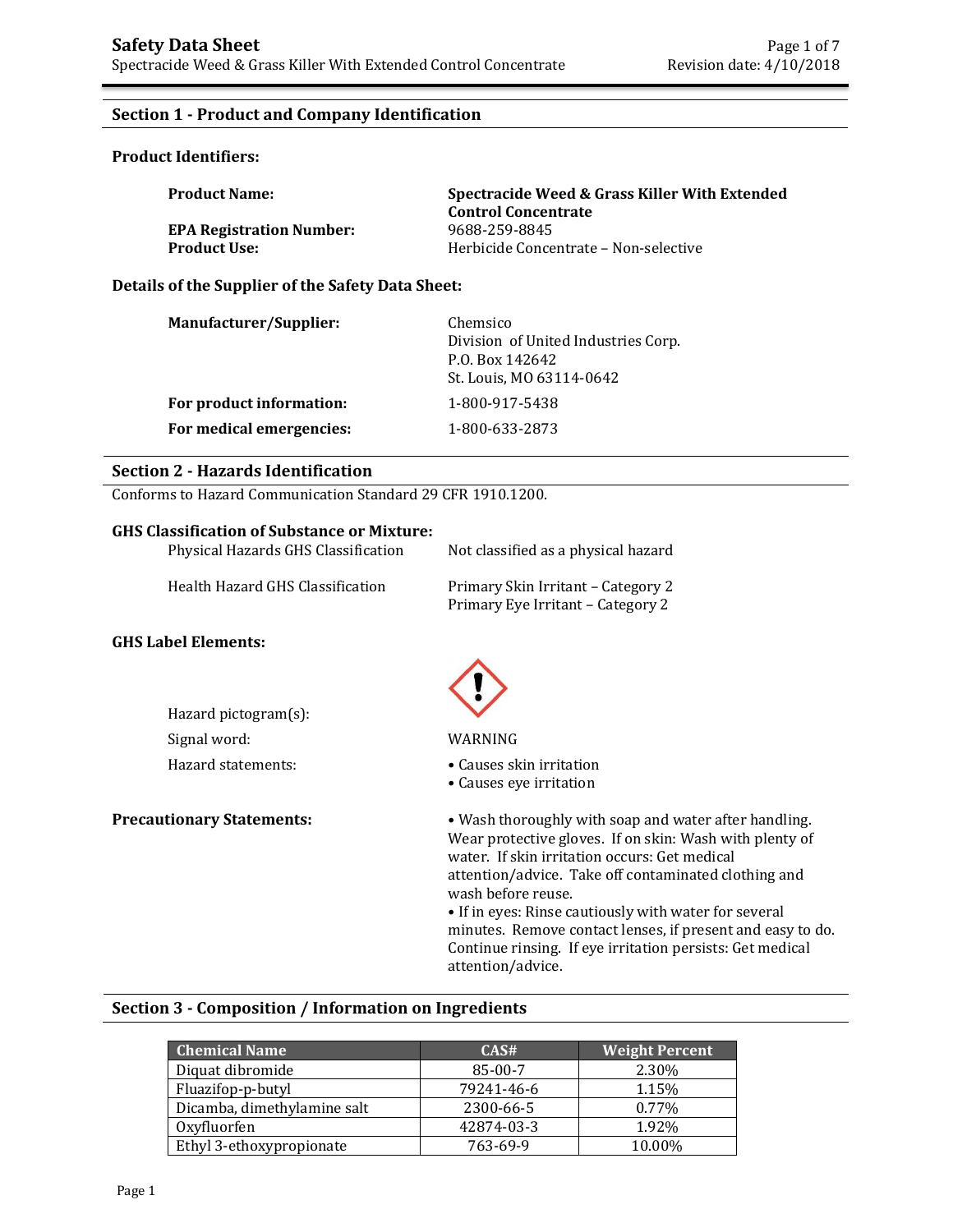# Safety Data Sheet

Spectracide Weed & Grass Killer With Extended Control Concentrate

Revision date: 4/10/2018

## Section 1 - Product and Company Identification

### Product Identifiers:

**Product Name:** **Spectracide Weed & Grass Killer With Extended Control Concentrate**

**EPA Registration Number:** 9688-259-8845

**Product Use:** Herbicide Concentrate – Non-selective

### Details of the Supplier of the Safety Data Sheet:

**Manufacturer/Supplier:** Chemsico
Division of United Industries Corp.
P.O. Box 142642
St. Louis, MO 63114-0642

**For product information:** 1-800-917-5438

**For medical emergencies:** 1-800-633-2873

## Section 2 - Hazards Identification

Conforms to Hazard Communication Standard 29 CFR 1910.1200.

### GHS Classification of Substance or Mixture:

Physical Hazards GHS Classification: Not classified as a physical hazard

Health Hazard GHS Classification: Primary Skin Irritant – Category 2
Primary Eye Irritant – Category 2

### GHS Label Elements:

Hazard pictogram(s):

Signal word: WARNING

Hazard statements:

- Causes skin irritation
- Causes eye irritation

**Precautionary Statements:**

- Wash thoroughly with soap and water after handling. Wear protective gloves. If on skin: Wash with plenty of water. If skin irritation occurs: Get medical attention/advice. Take off contaminated clothing and wash before reuse.
- If in eyes: Rinse cautiously with water for several minutes. Remove contact lenses, if present and easy to do. Continue rinsing. If eye irritation persists: Get medical attention/advice.

## Section 3 - Composition / Information on Ingredients

| Chemical Name | CAS# | Weight Percent |
|---|---|---|
| Diquat dibromide | 85-00-7 | 2.30% |
| Fluazifop-p-butyl | 79241-46-6 | 1.15% |
| Dicamba, dimethylamine salt | 2300-66-5 | 0.77% |
| Oxyfluorfen | 42874-03-3 | 1.92% |
| Ethyl 3-ethoxypropionate | 763-69-9 | 10.00% |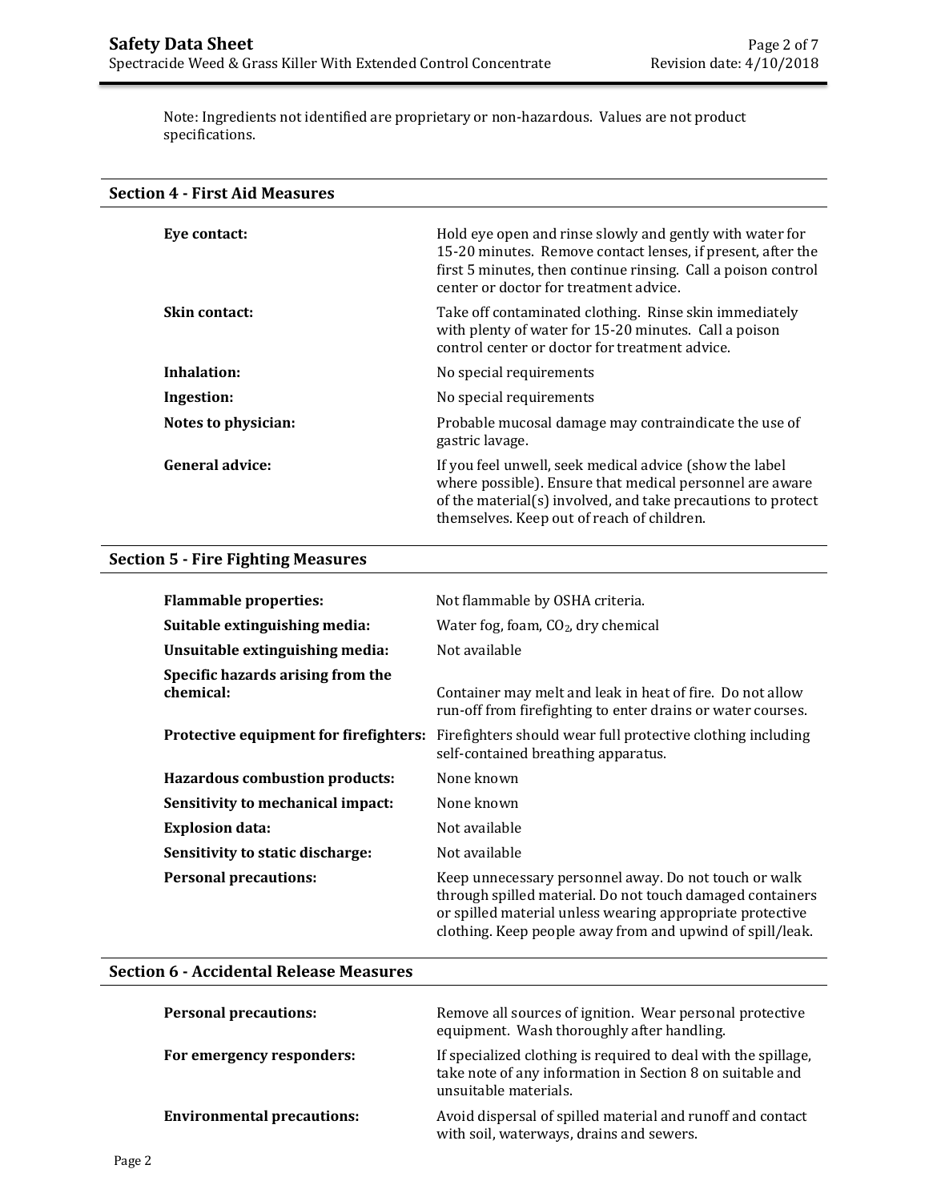Note: Ingredients not identified are proprietary or non-hazardous. Values are not product specifications.

## Section 4 - First Aid Measures

| | |
|---|---|
| **Eye contact:** | Hold eye open and rinse slowly and gently with water for 15-20 minutes. Remove contact lenses, if present, after the first 5 minutes, then continue rinsing. Call a poison control center or doctor for treatment advice. |
| **Skin contact:** | Take off contaminated clothing. Rinse skin immediately with plenty of water for 15-20 minutes. Call a poison control center or doctor for treatment advice. |
| **Inhalation:** | No special requirements |
| **Ingestion:** | No special requirements |
| **Notes to physician:** | Probable mucosal damage may contraindicate the use of gastric lavage. |
| **General advice:** | If you feel unwell, seek medical advice (show the label where possible). Ensure that medical personnel are aware of the material(s) involved, and take precautions to protect themselves. Keep out of reach of children. |

## Section 5 - Fire Fighting Measures

| | |
|---|---|
| **Flammable properties:** | Not flammable by OSHA criteria. |
| **Suitable extinguishing media:** | Water fog, foam, $CO_2$, dry chemical |
| **Unsuitable extinguishing media:** | Not available |
| **Specific hazards arising from the chemical:** | Container may melt and leak in heat of fire. Do not allow run-off from firefighting to enter drains or water courses. |
| **Protective equipment for firefighters:** | Firefighters should wear full protective clothing including self-contained breathing apparatus. |
| **Hazardous combustion products:** | None known |
| **Sensitivity to mechanical impact:** | None known |
| **Explosion data:** | Not available |
| **Sensitivity to static discharge:** | Not available |
| **Personal precautions:** | Keep unnecessary personnel away. Do not touch or walk through spilled material. Do not touch damaged containers or spilled material unless wearing appropriate protective clothing. Keep people away from and upwind of spill/leak. |

## Section 6 - Accidental Release Measures

| | |
|---|---|
| **Personal precautions:** | Remove all sources of ignition. Wear personal protective equipment. Wash thoroughly after handling. |
| **For emergency responders:** | If specialized clothing is required to deal with the spillage, take note of any information in Section 8 on suitable and unsuitable materials. |
| **Environmental precautions:** | Avoid dispersal of spilled material and runoff and contact with soil, waterways, drains and sewers. |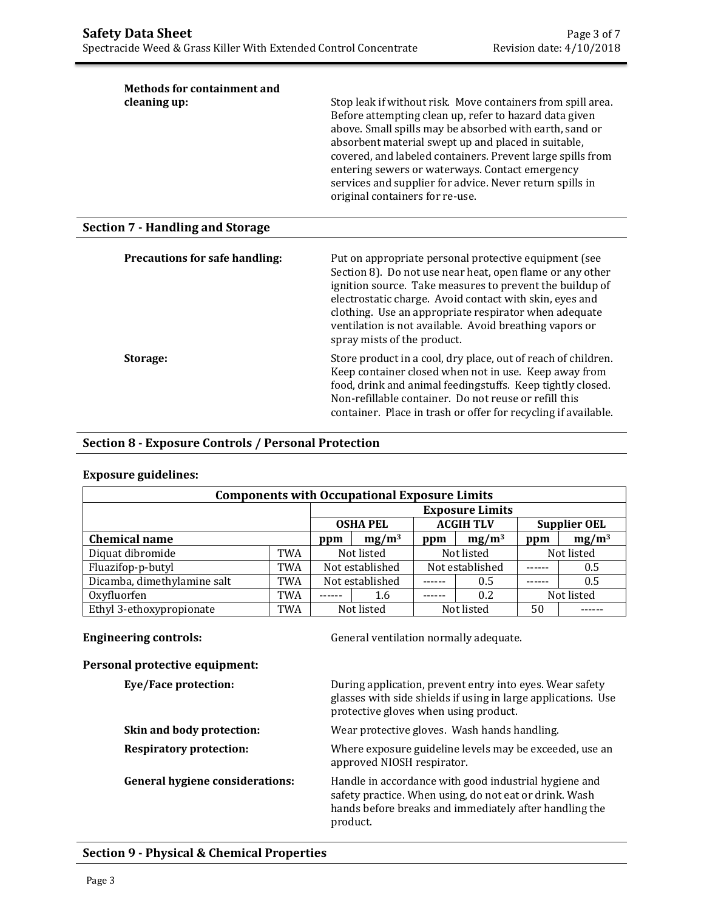**Methods for containment and cleaning up:**

Stop leak if without risk. Move containers from spill area. Before attempting clean up, refer to hazard data given above. Small spills may be absorbed with earth, sand or absorbent material swept up and placed in suitable, covered, and labeled containers. Prevent large spills from entering sewers or waterways. Contact emergency services and supplier for advice. Never return spills in original containers for re-use.

## Section 7 - Handling and Storage

**Precautions for safe handling:**

Put on appropriate personal protective equipment (see Section 8). Do not use near heat, open flame or any other ignition source. Take measures to prevent the buildup of electrostatic charge. Avoid contact with skin, eyes and clothing. Use an appropriate respirator when adequate ventilation is not available. Avoid breathing vapors or spray mists of the product.

**Storage:**

Store product in a cool, dry place, out of reach of children. Keep container closed when not in use. Keep away from food, drink and animal feedingstuffs. Keep tightly closed. Non-refillable container. Do not reuse or refill this container. Place in trash or offer for recycling if available.

## Section 8 - Exposure Controls / Personal Protection

**Exposure guidelines:**

| Components with Occupational Exposure Limits | | | | | | | | |
|---|---|---|---|---|---|---|---|
| | | Exposure Limits | | | | | |
| | | OSHA PEL | | ACGIH TLV | | Supplier OEL | |
| **Chemical name** | | ppm | $mg/m^3$ | ppm | $mg/m^3$ | ppm | $mg/m^3$ |
| Diquat dibromide | TWA | Not listed | | Not listed | | Not listed | |
| Fluazifop-p-butyl | TWA | Not established | | Not established | | ------ | 0.5 |
| Dicamba, dimethylamine salt | TWA | Not established | | ------ | 0.5 | ------ | 0.5 |
| Oxyfluorfen | TWA | ------ | 1.6 | ------ | 0.2 | Not listed | |
| Ethyl 3-ethoxypropionate | TWA | Not listed | | Not listed | | 50 | ------ |

**Engineering controls:** General ventilation normally adequate.

**Personal protective equipment:**

**Eye/Face protection:** During application, prevent entry into eyes. Wear safety glasses with side shields if using in large applications. Use protective gloves when using product.

**Skin and body protection:** Wear protective gloves. Wash hands handling.

**Respiratory protection:** Where exposure guideline levels may be exceeded, use an approved NIOSH respirator.

**General hygiene considerations:** Handle in accordance with good industrial hygiene and safety practice. When using, do not eat or drink. Wash hands before breaks and immediately after handling the product.

## Section 9 - Physical & Chemical Properties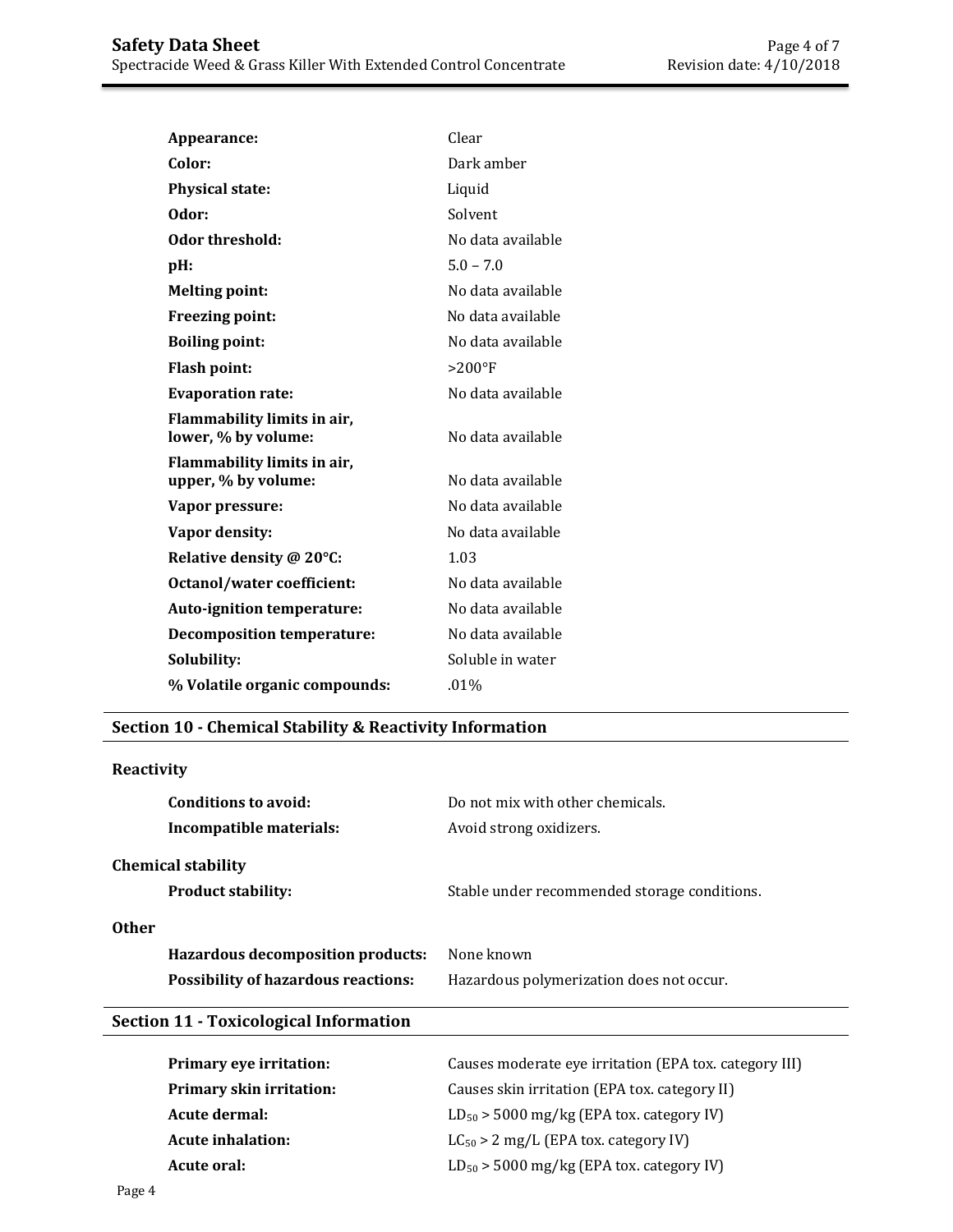| | |
|---|---|
| **Appearance:** | Clear |
| **Color:** | Dark amber |
| **Physical state:** | Liquid |
| **Odor:** | Solvent |
| **Odor threshold:** | No data available |
| **pH:** | 5.0 – 7.0 |
| **Melting point:** | No data available |
| **Freezing point:** | No data available |
| **Boiling point:** | No data available |
| **Flash point:** | >200°F |
| **Evaporation rate:** | No data available |
| **Flammability limits in air, lower, % by volume:** | No data available |
| **Flammability limits in air, upper, % by volume:** | No data available |
| **Vapor pressure:** | No data available |
| **Vapor density:** | No data available |
| **Relative density @ 20°C:** | 1.03 |
| **Octanol/water coefficient:** | No data available |
| **Auto-ignition temperature:** | No data available |
| **Decomposition temperature:** | No data available |
| **Solubility:** | Soluble in water |
| **% Volatile organic compounds:** | .01% |

## Section 10 - Chemical Stability & Reactivity Information

**Reactivity**

| | |
|---|---|
| **Conditions to avoid:** | Do not mix with other chemicals. |
| **Incompatible materials:** | Avoid strong oxidizers. |

**Chemical stability**

| | |
|---|---|
| **Product stability:** | Stable under recommended storage conditions. |

**Other**

| | |
|---|---|
| **Hazardous decomposition products:** | None known |
| **Possibility of hazardous reactions:** | Hazardous polymerization does not occur. |

## Section 11 - Toxicological Information

| | |
|---|---|
| **Primary eye irritation:** | Causes moderate eye irritation (EPA tox. category III) |
| **Primary skin irritation:** | Causes skin irritation (EPA tox. category II) |
| **Acute dermal:** | $LD_{50}$ > 5000 mg/kg (EPA tox. category IV) |
| **Acute inhalation:** | $LC_{50}$ > 2 mg/L (EPA tox. category IV) |
| **Acute oral:** | $LD_{50}$ > 5000 mg/kg (EPA tox. category IV) |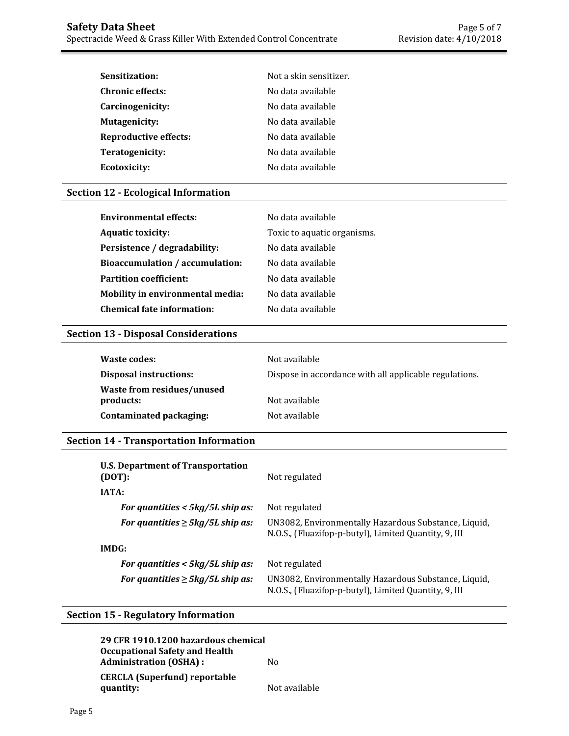| | |
|---|---|
| **Sensitization:** | Not a skin sensitizer. |
| **Chronic effects:** | No data available |
| **Carcinogenicity:** | No data available |
| **Mutagenicity:** | No data available |
| **Reproductive effects:** | No data available |
| **Teratogenicity:** | No data available |
| **Ecotoxicity:** | No data available |

## Section 12 - Ecological Information

| | |
|---|---|
| **Environmental effects:** | No data available |
| **Aquatic toxicity:** | Toxic to aquatic organisms. |
| **Persistence / degradability:** | No data available |
| **Bioaccumulation / accumulation:** | No data available |
| **Partition coefficient:** | No data available |
| **Mobility in environmental media:** | No data available |
| **Chemical fate information:** | No data available |

## Section 13 - Disposal Considerations

| | |
|---|---|
| **Waste codes:** | Not available |
| **Disposal instructions:** | Dispose in accordance with all applicable regulations. |
| **Waste from residues/unused products:** | Not available |
| **Contaminated packaging:** | Not available |

## Section 14 - Transportation Information

| | |
|---|---|
| **U.S. Department of Transportation (DOT):** | Not regulated |
| **IATA:** | |
| ***For quantities < 5kg/5L ship as:*** | Not regulated |
| ***For quantities ≥ 5kg/5L ship as:*** | UN3082, Environmentally Hazardous Substance, Liquid, N.O.S., (Fluazifop-p-butyl), Limited Quantity, 9, III |
| **IMDG:** | |
| ***For quantities < 5kg/5L ship as:*** | Not regulated |
| ***For quantities ≥ 5kg/5L ship as:*** | UN3082, Environmentally Hazardous Substance, Liquid, N.O.S., (Fluazifop-p-butyl), Limited Quantity, 9, III |

## Section 15 - Regulatory Information

| | |
|---|---|
| **29 CFR 1910.1200 hazardous chemical Occupational Safety and Health Administration (OSHA) :** | No |
| **CERCLA (Superfund) reportable quantity:** | Not available |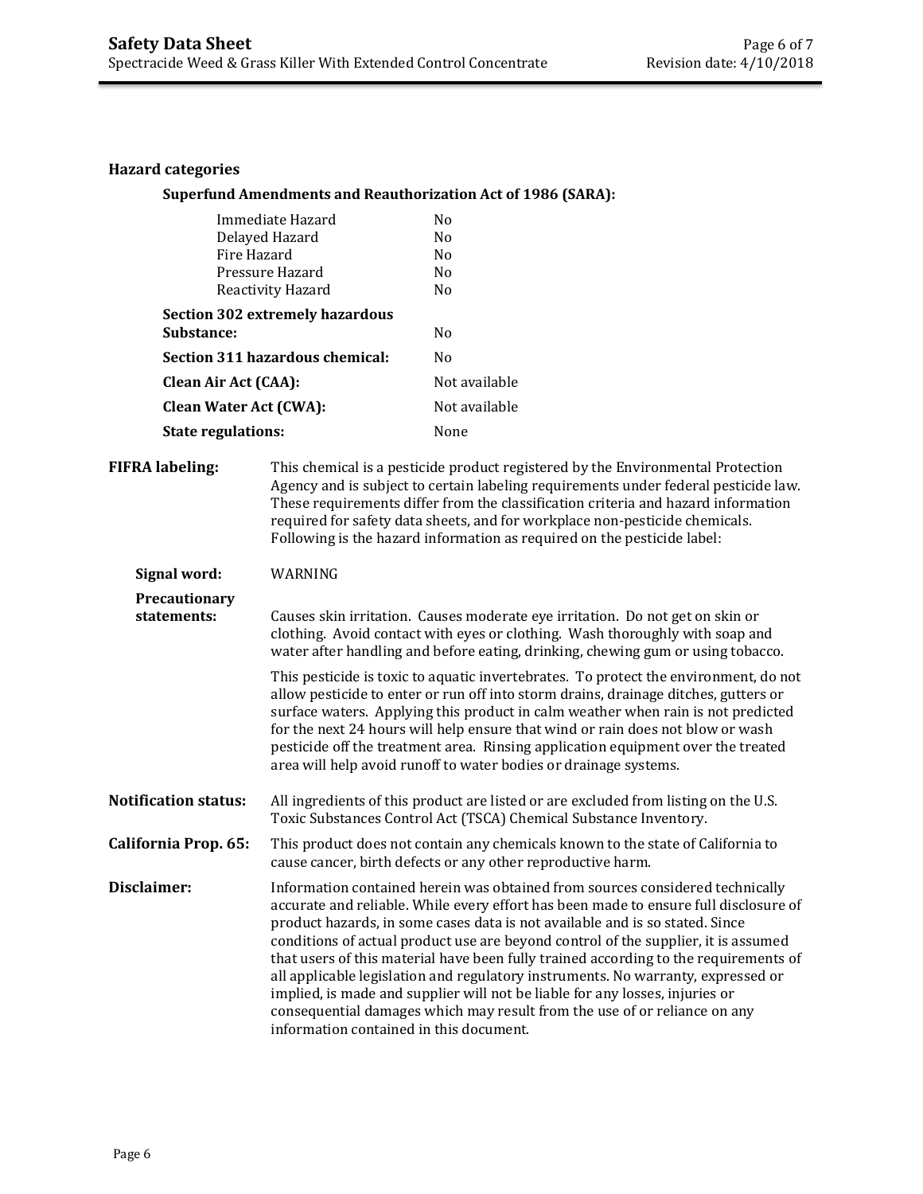**Hazard categories**

**Superfund Amendments and Reauthorization Act of 1986 (SARA):**

| | |
|---|---|
| Immediate Hazard | No |
| Delayed Hazard | No |
| Fire Hazard | No |
| Pressure Hazard | No |
| Reactivity Hazard | No |

| | |
|---|---|
| **Section 302 extremely hazardous Substance:** | No |
| **Section 311 hazardous chemical:** | No |
| **Clean Air Act (CAA):** | Not available |
| **Clean Water Act (CWA):** | Not available |
| **State regulations:** | None |

**FIFRA labeling:** This chemical is a pesticide product registered by the Environmental Protection Agency and is subject to certain labeling requirements under federal pesticide law. These requirements differ from the classification criteria and hazard information required for safety data sheets, and for workplace non-pesticide chemicals. Following is the hazard information as required on the pesticide label:

**Signal word:** WARNING

**Precautionary statements:** Causes skin irritation. Causes moderate eye irritation. Do not get on skin or clothing. Avoid contact with eyes or clothing. Wash thoroughly with soap and water after handling and before eating, drinking, chewing gum or using tobacco.

This pesticide is toxic to aquatic invertebrates. To protect the environment, do not allow pesticide to enter or run off into storm drains, drainage ditches, gutters or surface waters. Applying this product in calm weather when rain is not predicted for the next 24 hours will help ensure that wind or rain does not blow or wash pesticide off the treatment area. Rinsing application equipment over the treated area will help avoid runoff to water bodies or drainage systems.

**Notification status:** All ingredients of this product are listed or are excluded from listing on the U.S. Toxic Substances Control Act (TSCA) Chemical Substance Inventory.

**California Prop. 65:** This product does not contain any chemicals known to the state of California to cause cancer, birth defects or any other reproductive harm.

**Disclaimer:** Information contained herein was obtained from sources considered technically accurate and reliable. While every effort has been made to ensure full disclosure of product hazards, in some cases data is not available and is so stated. Since conditions of actual product use are beyond control of the supplier, it is assumed that users of this material have been fully trained according to the requirements of all applicable legislation and regulatory instruments. No warranty, expressed or implied, is made and supplier will not be liable for any losses, injuries or consequential damages which may result from the use of or reliance on any information contained in this document.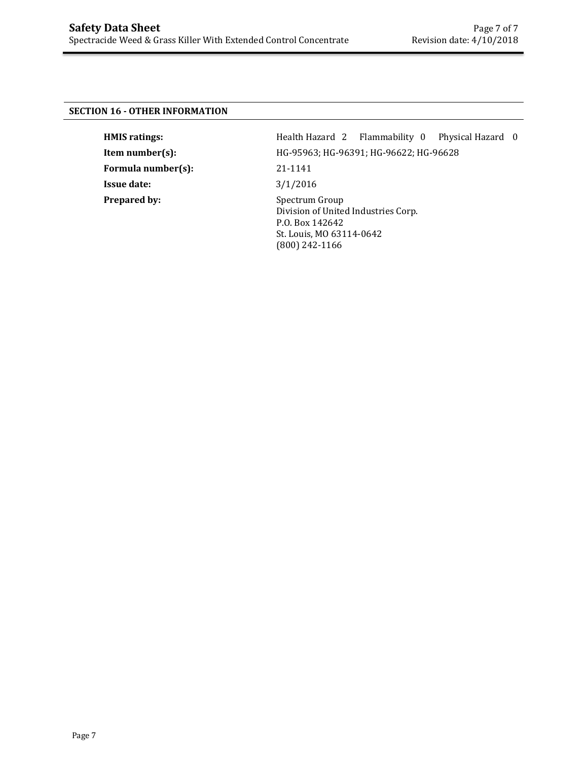## SECTION 16 - OTHER INFORMATION

| | |
|---|---|
| **HMIS ratings:** | Health Hazard 2 Flammability 0 Physical Hazard 0 |
| **Item number(s):** | HG-95963; HG-96391; HG-96622; HG-96628 |
| **Formula number(s):** | 21-1141 |
| **Issue date:** | 3/1/2016 |
| **Prepared by:** | Spectrum Group<br>Division of United Industries Corp.<br>P.O. Box 142642<br>St. Louis, MO 63114-0642<br>(800) 242-1166 |